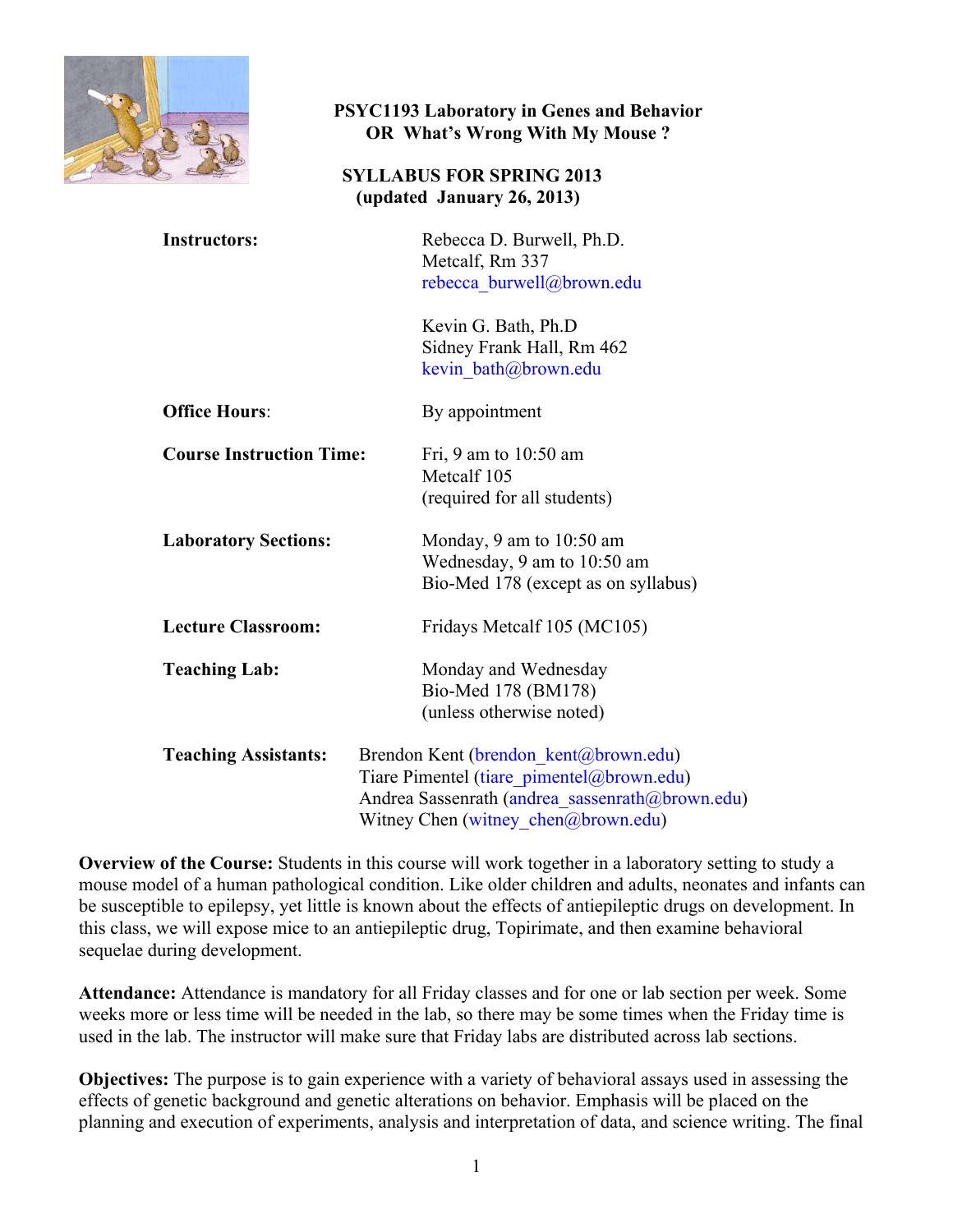# PSYC1193 Laboratory in Genes and Behavior
# OR What's Wrong With My Mouse ?

## SYLLABUS FOR SPRING 2013
## (updated January 26, 2013)

**Instructors:**

Rebecca D. Burwell, Ph.D.
Metcalf, Rm 337
rebecca_burwell@brown.edu

Kevin G. Bath, Ph.D
Sidney Frank Hall, Rm 462
kevin_bath@brown.edu

**Office Hours**: By appointment

**Course Instruction Time:** Fri, 9 am to 10:50 am
Metcalf 105
(required for all students)

**Laboratory Sections:** Monday, 9 am to 10:50 am
Wednesday, 9 am to 10:50 am
Bio-Med 178 (except as on syllabus)

**Lecture Classroom:** Fridays Metcalf 105 (MC105)

**Teaching Lab:** Monday and Wednesday
Bio-Med 178 (BM178)
(unless otherwise noted)

**Teaching Assistants:**
Brendon Kent (brendon_kent@brown.edu)
Tiare Pimentel (tiare_pimentel@brown.edu)
Andrea Sassenrath (andrea_sassenrath@brown.edu)
Witney Chen (witney_chen@brown.edu)

**Overview of the Course:** Students in this course will work together in a laboratory setting to study a mouse model of a human pathological condition. Like older children and adults, neonates and infants can be susceptible to epilepsy, yet little is known about the effects of antiepileptic drugs on development. In this class, we will expose mice to an antiepileptic drug, Topirimate, and then examine behavioral sequelae during development.

**Attendance:** Attendance is mandatory for all Friday classes and for one or lab section per week. Some weeks more or less time will be needed in the lab, so there may be some times when the Friday time is used in the lab. The instructor will make sure that Friday labs are distributed across lab sections.

**Objectives:** The purpose is to gain experience with a variety of behavioral assays used in assessing the effects of genetic background and genetic alterations on behavior. Emphasis will be placed on the planning and execution of experiments, analysis and interpretation of data, and science writing. The final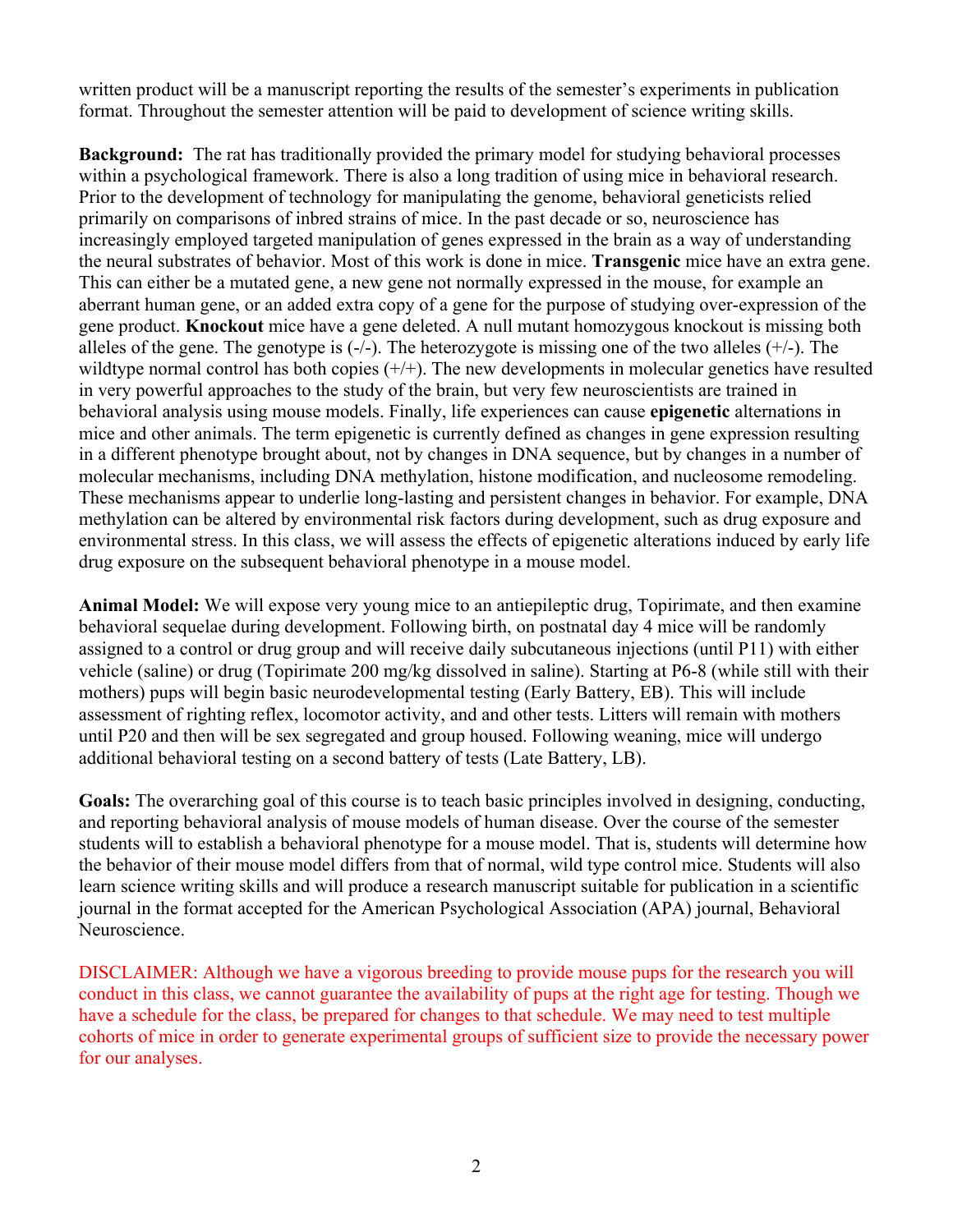written product will be a manuscript reporting the results of the semester's experiments in publication format. Throughout the semester attention will be paid to development of science writing skills.

**Background:** The rat has traditionally provided the primary model for studying behavioral processes within a psychological framework. There is also a long tradition of using mice in behavioral research. Prior to the development of technology for manipulating the genome, behavioral geneticists relied primarily on comparisons of inbred strains of mice. In the past decade or so, neuroscience has increasingly employed targeted manipulation of genes expressed in the brain as a way of understanding the neural substrates of behavior. Most of this work is done in mice. **Transgenic** mice have an extra gene. This can either be a mutated gene, a new gene not normally expressed in the mouse, for example an aberrant human gene, or an added extra copy of a gene for the purpose of studying over-expression of the gene product. **Knockout** mice have a gene deleted. A null mutant homozygous knockout is missing both alleles of the gene. The genotype is (-/-). The heterozygote is missing one of the two alleles (+/-). The wildtype normal control has both copies (+/+). The new developments in molecular genetics have resulted in very powerful approaches to the study of the brain, but very few neuroscientists are trained in behavioral analysis using mouse models. Finally, life experiences can cause **epigenetic** alternations in mice and other animals. The term epigenetic is currently defined as changes in gene expression resulting in a different phenotype brought about, not by changes in DNA sequence, but by changes in a number of molecular mechanisms, including DNA methylation, histone modification, and nucleosome remodeling. These mechanisms appear to underlie long-lasting and persistent changes in behavior. For example, DNA methylation can be altered by environmental risk factors during development, such as drug exposure and environmental stress. In this class, we will assess the effects of epigenetic alterations induced by early life drug exposure on the subsequent behavioral phenotype in a mouse model.

**Animal Model:** We will expose very young mice to an antiepileptic drug, Topirimate, and then examine behavioral sequelae during development. Following birth, on postnatal day 4 mice will be randomly assigned to a control or drug group and will receive daily subcutaneous injections (until P11) with either vehicle (saline) or drug (Topirimate 200 mg/kg dissolved in saline). Starting at P6-8 (while still with their mothers) pups will begin basic neurodevelopmental testing (Early Battery, EB). This will include assessment of righting reflex, locomotor activity, and and other tests. Litters will remain with mothers until P20 and then will be sex segregated and group housed. Following weaning, mice will undergo additional behavioral testing on a second battery of tests (Late Battery, LB).

**Goals:** The overarching goal of this course is to teach basic principles involved in designing, conducting, and reporting behavioral analysis of mouse models of human disease. Over the course of the semester students will to establish a behavioral phenotype for a mouse model. That is, students will determine how the behavior of their mouse model differs from that of normal, wild type control mice. Students will also learn science writing skills and will produce a research manuscript suitable for publication in a scientific journal in the format accepted for the American Psychological Association (APA) journal, Behavioral Neuroscience.

DISCLAIMER: Although we have a vigorous breeding to provide mouse pups for the research you will conduct in this class, we cannot guarantee the availability of pups at the right age for testing. Though we have a schedule for the class, be prepared for changes to that schedule. We may need to test multiple cohorts of mice in order to generate experimental groups of sufficient size to provide the necessary power for our analyses.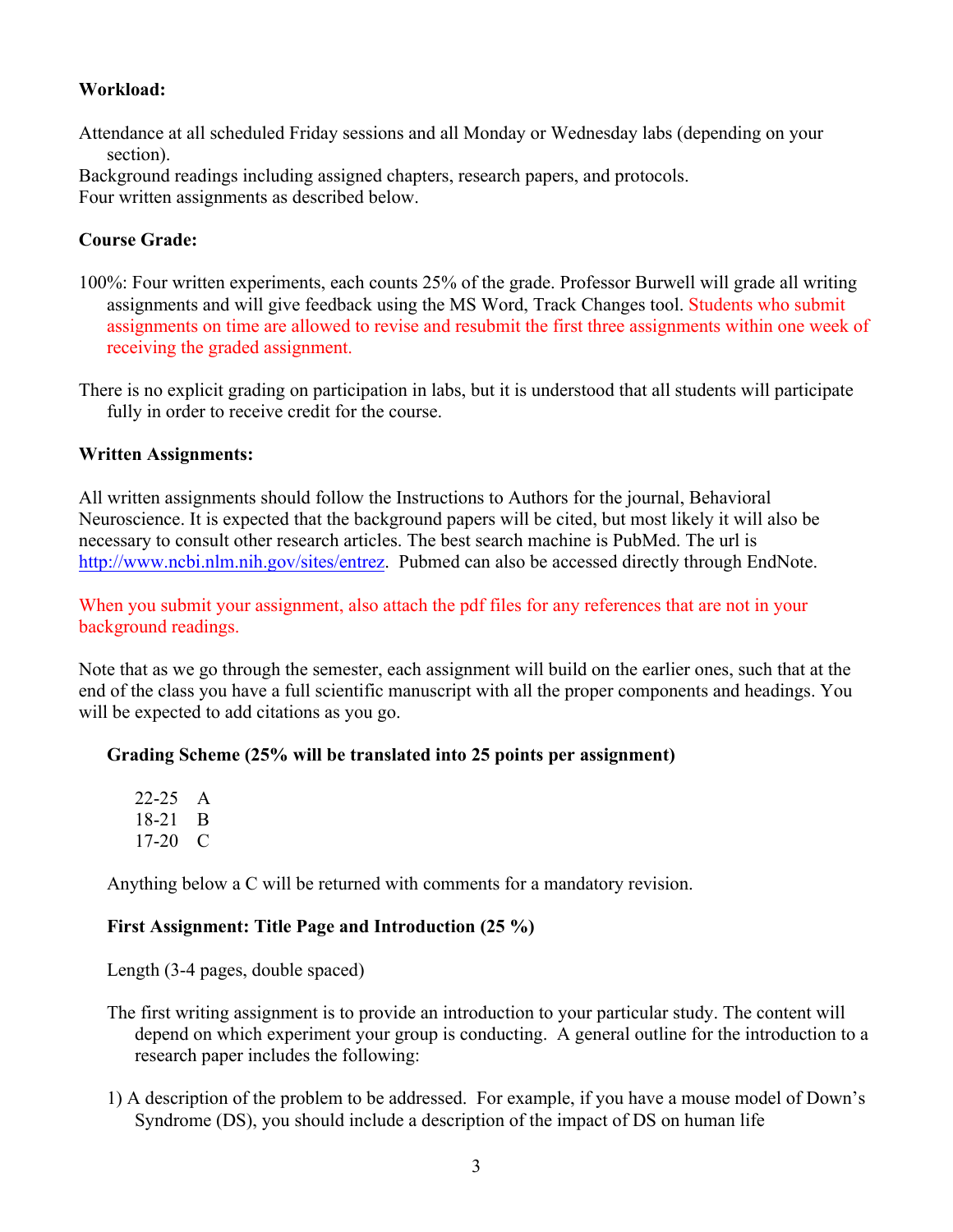**Workload:**

Attendance at all scheduled Friday sessions and all Monday or Wednesday labs (depending on your section).

Background readings including assigned chapters, research papers, and protocols.

Four written assignments as described below.

**Course Grade:**

100%: Four written experiments, each counts 25% of the grade. Professor Burwell will grade all writing assignments and will give feedback using the MS Word, Track Changes tool. Students who submit assignments on time are allowed to revise and resubmit the first three assignments within one week of receiving the graded assignment.

There is no explicit grading on participation in labs, but it is understood that all students will participate fully in order to receive credit for the course.

**Written Assignments:**

All written assignments should follow the Instructions to Authors for the journal, Behavioral Neuroscience. It is expected that the background papers will be cited, but most likely it will also be necessary to consult other research articles. The best search machine is PubMed. The url is [http://www.ncbi.nlm.nih.gov/sites/entrez](http://www.ncbi.nlm.nih.gov/sites/entrez). Pubmed can also be accessed directly through EndNote.

When you submit your assignment, also attach the pdf files for any references that are not in your background readings.

Note that as we go through the semester, each assignment will build on the earlier ones, such that at the end of the class you have a full scientific manuscript with all the proper components and headings. You will be expected to add citations as you go.

**Grading Scheme (25% will be translated into 25 points per assignment)**

22-25 A
18-21 B
17-20 C

Anything below a C will be returned with comments for a mandatory revision.

**First Assignment: Title Page and Introduction (25 %)**

Length (3-4 pages, double spaced)

The first writing assignment is to provide an introduction to your particular study. The content will depend on which experiment your group is conducting. A general outline for the introduction to a research paper includes the following:

1) A description of the problem to be addressed. For example, if you have a mouse model of Down's Syndrome (DS), you should include a description of the impact of DS on human life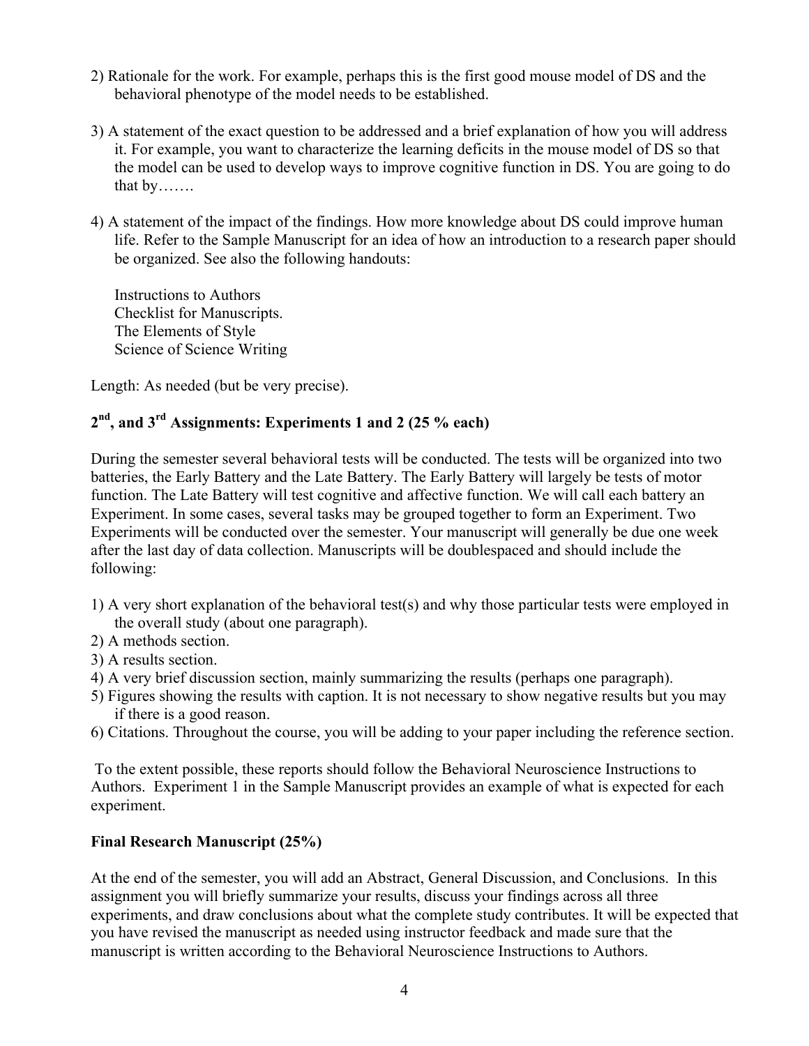2) Rationale for the work. For example, perhaps this is the first good mouse model of DS and the behavioral phenotype of the model needs to be established.

3) A statement of the exact question to be addressed and a brief explanation of how you will address it. For example, you want to characterize the learning deficits in the mouse model of DS so that the model can be used to develop ways to improve cognitive function in DS. You are going to do that by…….

4) A statement of the impact of the findings. How more knowledge about DS could improve human life. Refer to the Sample Manuscript for an idea of how an introduction to a research paper should be organized. See also the following handouts:

   Instructions to Authors
   Checklist for Manuscripts.
   The Elements of Style
   Science of Science Writing

Length: As needed (but be very precise).

## 2nd, and 3rd Assignments: Experiments 1 and 2 (25 % each)

During the semester several behavioral tests will be conducted. The tests will be organized into two batteries, the Early Battery and the Late Battery. The Early Battery will largely be tests of motor function. The Late Battery will test cognitive and affective function. We will call each battery an Experiment. In some cases, several tasks may be grouped together to form an Experiment. Two Experiments will be conducted over the semester. Your manuscript will generally be due one week after the last day of data collection. Manuscripts will be doublespaced and should include the following:

1) A very short explanation of the behavioral test(s) and why those particular tests were employed in the overall study (about one paragraph).
2) A methods section.
3) A results section.
4) A very brief discussion section, mainly summarizing the results (perhaps one paragraph).
5) Figures showing the results with caption. It is not necessary to show negative results but you may if there is a good reason.
6) Citations. Throughout the course, you will be adding to your paper including the reference section.

To the extent possible, these reports should follow the Behavioral Neuroscience Instructions to Authors. Experiment 1 in the Sample Manuscript provides an example of what is expected for each experiment.

## Final Research Manuscript (25%)

At the end of the semester, you will add an Abstract, General Discussion, and Conclusions. In this assignment you will briefly summarize your results, discuss your findings across all three experiments, and draw conclusions about what the complete study contributes. It will be expected that you have revised the manuscript as needed using instructor feedback and made sure that the manuscript is written according to the Behavioral Neuroscience Instructions to Authors.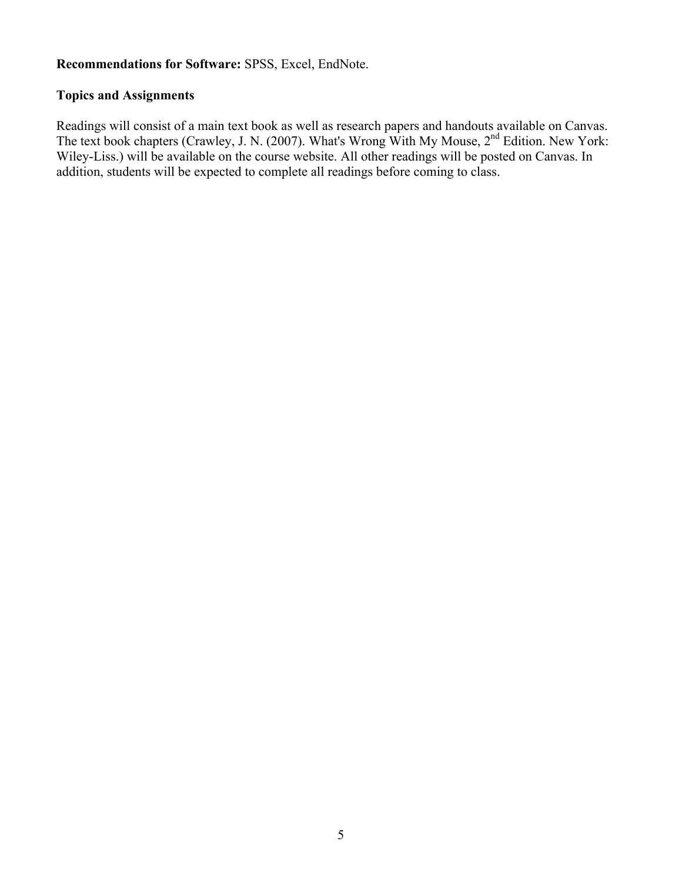**Recommendations for Software:** SPSS, Excel, EndNote.

**Topics and Assignments**

Readings will consist of a main text book as well as research papers and handouts available on Canvas. The text book chapters (Crawley, J. N. (2007). What's Wrong With My Mouse, 2nd Edition. New York: Wiley-Liss.) will be available on the course website. All other readings will be posted on Canvas. In addition, students will be expected to complete all readings before coming to class.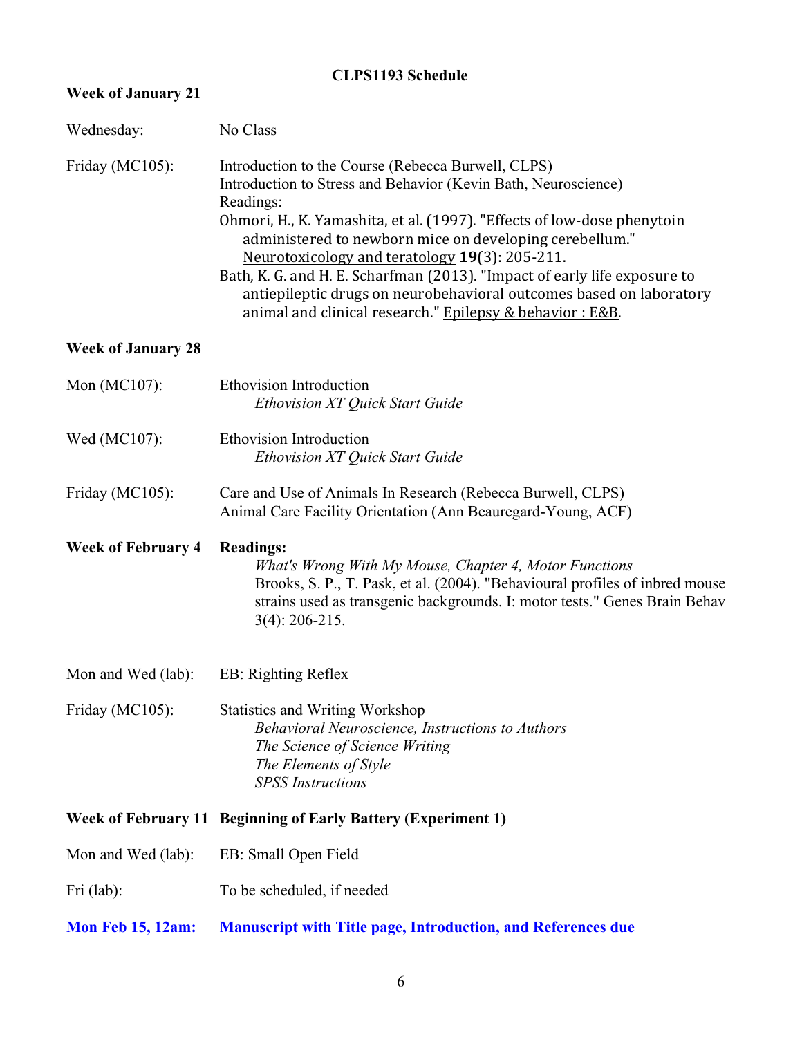# CLPS1193 Schedule

**Week of January 21**

| | |
|---|---|
| Wednesday: | No Class |
| Friday (MC105): | Introduction to the Course (Rebecca Burwell, CLPS)<br>Introduction to Stress and Behavior (Kevin Bath, Neuroscience)<br>Readings:<br>Ohmori, H., K. Yamashita, et al. (1997). "Effects of low-dose phenytoin administered to newborn mice on developing cerebellum." Neurotoxicology and teratology **19**(3): 205-211.<br>Bath, K. G. and H. E. Scharfman (2013). "Impact of early life exposure to antiepileptic drugs on neurobehavioral outcomes based on laboratory animal and clinical research." Epilepsy & behavior : E&B. |

**Week of January 28**

| | |
|---|---|
| Mon (MC107): | Ethovision Introduction<br>*Ethovision XT Quick Start Guide* |
| Wed (MC107): | Ethovision Introduction<br>*Ethovision XT Quick Start Guide* |
| Friday (MC105): | Care and Use of Animals In Research (Rebecca Burwell, CLPS)<br>Animal Care Facility Orientation (Ann Beauregard-Young, ACF) |

**Week of February 4** **Readings:**

*What's Wrong With My Mouse, Chapter 4, Motor Functions*
Brooks, S. P., T. Pask, et al. (2004). "Behavioural profiles of inbred mouse strains used as transgenic backgrounds. I: motor tests." Genes Brain Behav 3(4): 206-215.

| | |
|---|---|
| Mon and Wed (lab): | EB: Righting Reflex |
| Friday (MC105): | Statistics and Writing Workshop<br>*Behavioral Neuroscience, Instructions to Authors*<br>*The Science of Science Writing*<br>*The Elements of Style*<br>*SPSS Instructions* |

**Week of February 11** **Beginning of Early Battery (Experiment 1)**

| | |
|---|---|
| Mon and Wed (lab): | EB: Small Open Field |
| Fri (lab): | To be scheduled, if needed |

**Mon Feb 15, 12am:** **Manuscript with Title page, Introduction, and References due**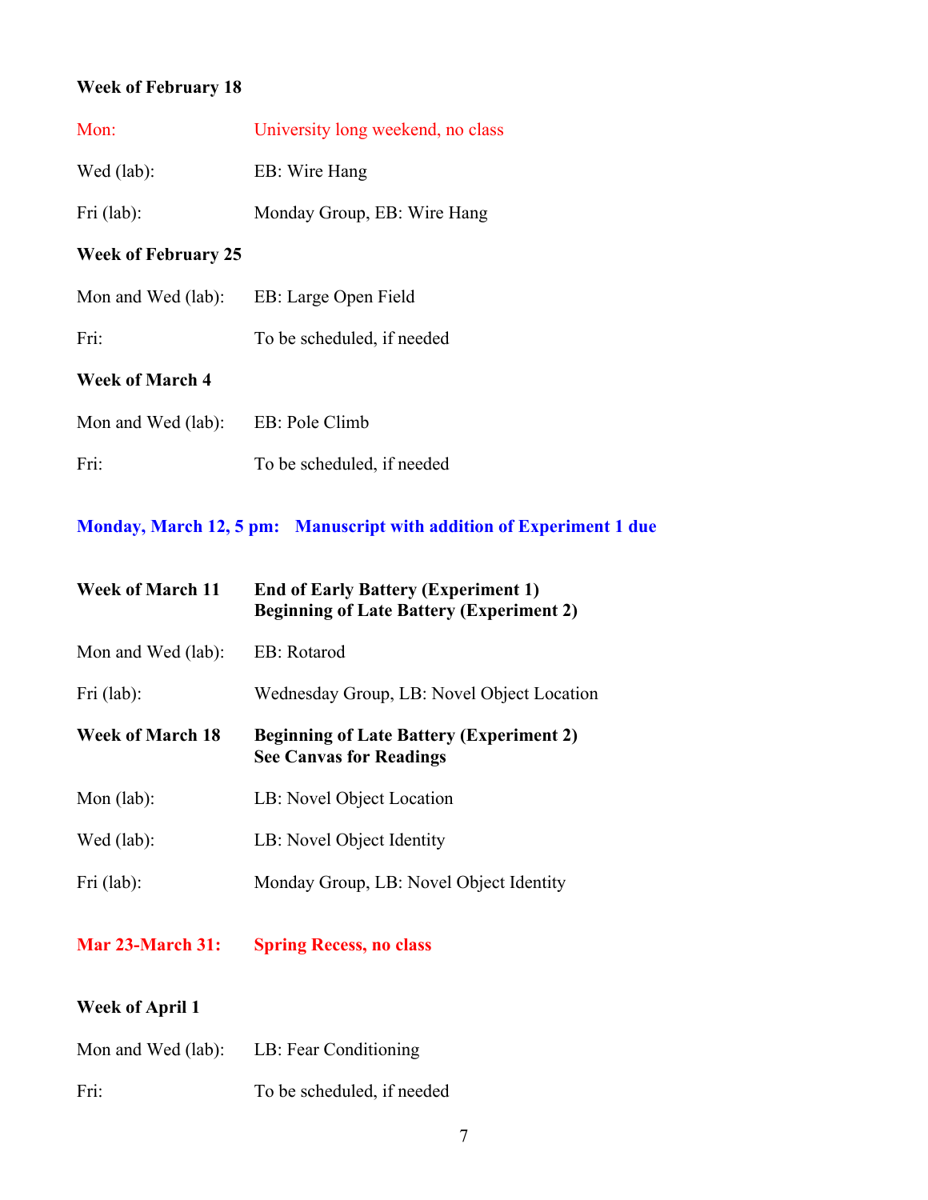**Week of February 18**

Mon: University long weekend, no class

Wed (lab): EB: Wire Hang

Fri (lab): Monday Group, EB: Wire Hang

**Week of February 25**

Mon and Wed (lab): EB: Large Open Field

Fri: To be scheduled, if needed

**Week of March 4**

Mon and Wed (lab): EB: Pole Climb

Fri: To be scheduled, if needed

**Monday, March 12, 5 pm: Manuscript with addition of Experiment 1 due**

**Week of March 11** **End of Early Battery (Experiment 1)**
**Beginning of Late Battery (Experiment 2)**

Mon and Wed (lab): EB: Rotarod

Fri (lab): Wednesday Group, LB: Novel Object Location

**Week of March 18** **Beginning of Late Battery (Experiment 2)**
**See Canvas for Readings**

Mon (lab): LB: Novel Object Location

Wed (lab): LB: Novel Object Identity

Fri (lab): Monday Group, LB: Novel Object Identity

**Mar 23-March 31: Spring Recess, no class**

**Week of April 1**

Mon and Wed (lab): LB: Fear Conditioning

Fri: To be scheduled, if needed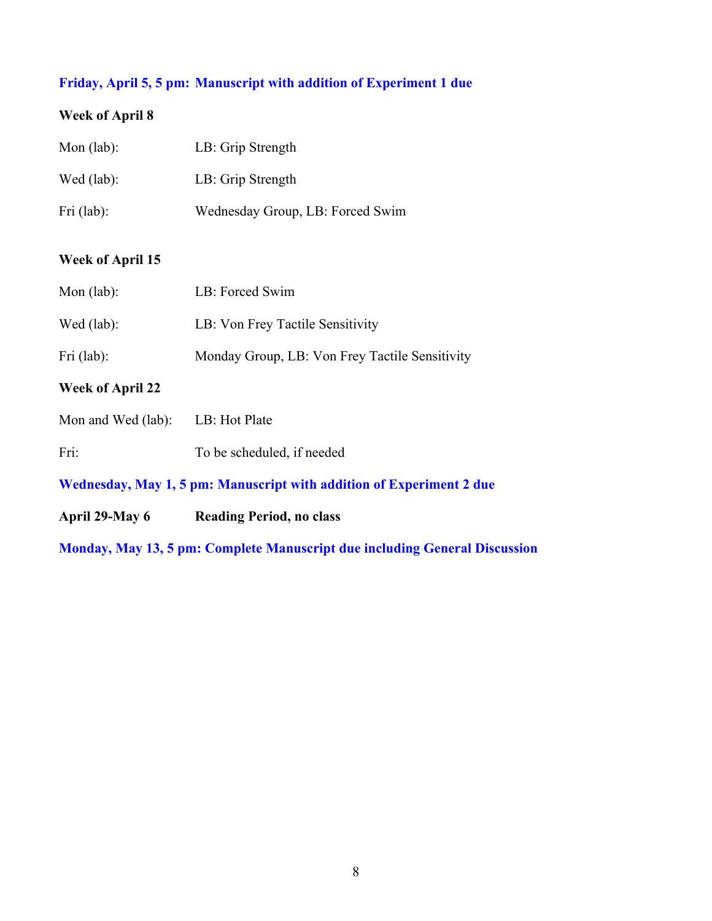**Friday, April 5, 5 pm: Manuscript with addition of Experiment 1 due**

**Week of April 8**

Mon (lab): LB: Grip Strength

Wed (lab): LB: Grip Strength

Fri (lab): Wednesday Group, LB: Forced Swim

**Week of April 15**

Mon (lab): LB: Forced Swim

Wed (lab): LB: Von Frey Tactile Sensitivity

Fri (lab): Monday Group, LB: Von Frey Tactile Sensitivity

**Week of April 22**

Mon and Wed (lab): LB: Hot Plate

Fri: To be scheduled, if needed

**Wednesday, May 1, 5 pm: Manuscript with addition of Experiment 2 due**

**April 29-May 6 Reading Period, no class**

**Monday, May 13, 5 pm: Complete Manuscript due including General Discussion**